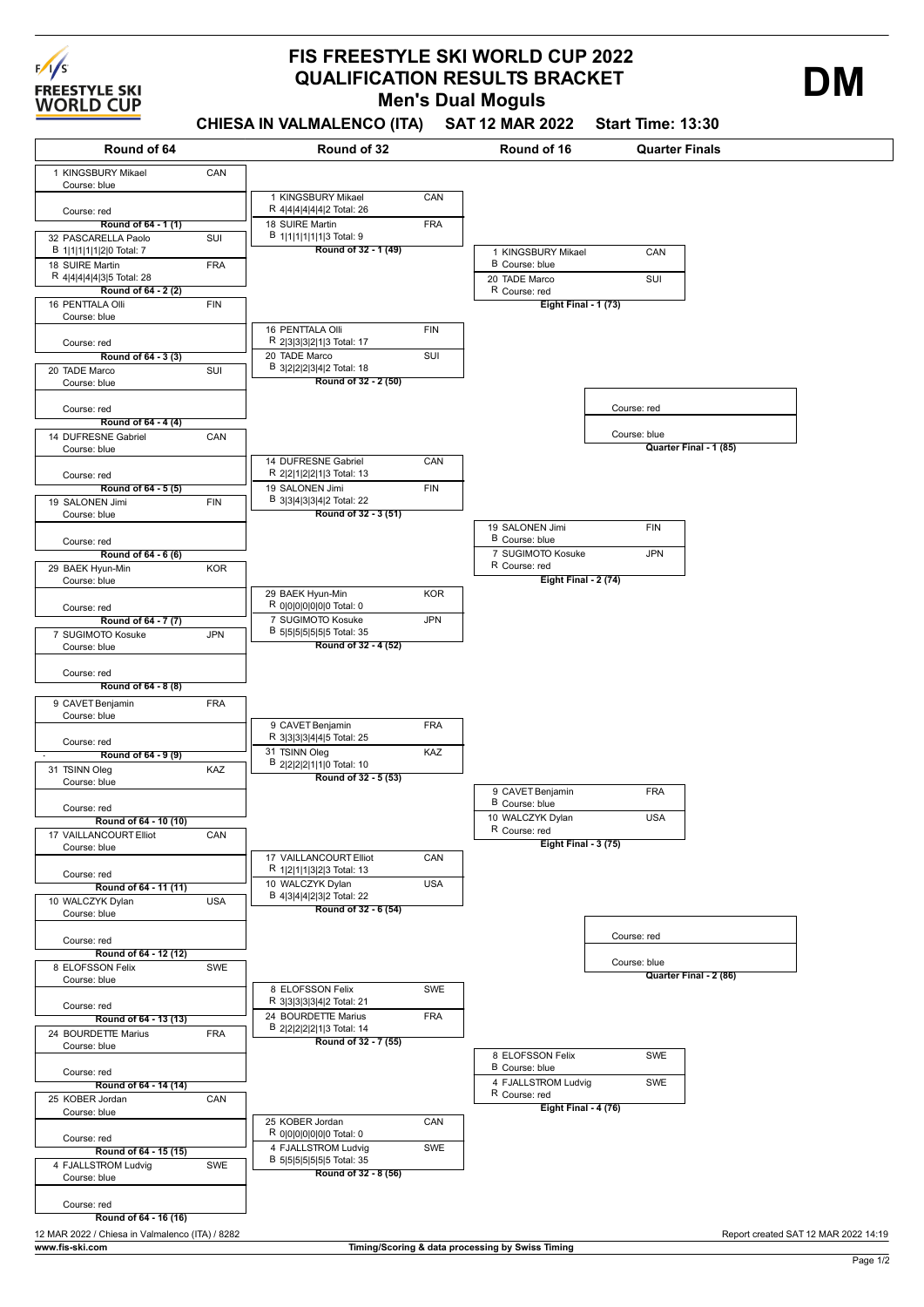# FIS FREESTYLE SKI WORLD CUP 2022
## QUALIFICATION RESULTS BRACKET
### Men's Dual Moguls

**DM**

**CHIESA IN VALMALENCO (ITA) SAT 12 MAR 2022 Start Time: 13:30**

## Round of 64

| Heat | Skier | Nation | Course / Score |
|---|---|---|---|
| Round of 64 - 1 (1) | 1 KINGSBURY Mikael | CAN | Course: blue |
| | | | Course: red |
| Round of 64 - 2 (2) | 32 PASCARELLA Paolo | SUI | B 1\|1\|1\|1\|1\|2\|0 Total: 7 |
| | 18 SUIRE Martin | FRA | R 4\|4\|4\|4\|4\|3\|5 Total: 28 |
| Round of 64 - 3 (3) | 16 PENTTALA Olli | FIN | Course: blue |
| | | | Course: red |
| Round of 64 - 4 (4) | 20 TADE Marco | SUI | Course: blue |
| | | | Course: red |
| Round of 64 - 5 (5) | 14 DUFRESNE Gabriel | CAN | Course: blue |
| | | | Course: red |
| Round of 64 - 6 (6) | 19 SALONEN Jimi | FIN | Course: blue |
| | | | Course: red |
| Round of 64 - 7 (7) | 29 BAEK Hyun-Min | KOR | Course: blue |
| | | | Course: red |
| Round of 64 - 8 (8) | 7 SUGIMOTO Kosuke | JPN | Course: blue |
| | | | Course: red |
| Round of 64 - 9 (9) | 9 CAVET Benjamin | FRA | Course: blue |
| | | | Course: red |
| Round of 64 - 10 (10) | 31 TSINN Oleg | KAZ | Course: blue |
| | | | Course: red |
| Round of 64 - 11 (11) | 17 VAILLANCOURT Elliot | CAN | Course: blue |
| | | | Course: red |
| Round of 64 - 12 (12) | 10 WALCZYK Dylan | USA | Course: blue |
| | | | Course: red |
| Round of 64 - 13 (13) | 8 ELOFSSON Felix | SWE | Course: blue |
| | | | Course: red |
| Round of 64 - 14 (14) | 24 BOURDETTE Marius | FRA | Course: blue |
| | | | Course: red |
| Round of 64 - 15 (15) | 25 KOBER Jordan | CAN | Course: blue |
| | | | Course: red |
| Round of 64 - 16 (16) | 4 FJALLSTROM Ludvig | SWE | Course: blue |
| | | | Course: red |

## Round of 32

| Heat | Skier | Nation | Course / Score |
|---|---|---|---|
| Round of 32 - 1 (49) | 1 KINGSBURY Mikael | CAN | R 4\|4\|4\|4\|4\|4\|2 Total: 26 |
| | 18 SUIRE Martin | FRA | B 1\|1\|1\|1\|1\|1\|3 Total: 9 |
| Round of 32 - 2 (50) | 16 PENTTALA Olli | FIN | R 2\|3\|3\|3\|2\|1\|3 Total: 17 |
| | 20 TADE Marco | SUI | B 3\|2\|2\|2\|3\|4\|2 Total: 18 |
| Round of 32 - 3 (51) | 14 DUFRESNE Gabriel | CAN | R 2\|2\|1\|2\|2\|1\|3 Total: 13 |
| | 19 SALONEN Jimi | FIN | B 3\|3\|4\|3\|3\|4\|2 Total: 22 |
| Round of 32 - 4 (52) | 29 BAEK Hyun-Min | KOR | R 0\|0\|0\|0\|0\|0\|0 Total: 0 |
| | 7 SUGIMOTO Kosuke | JPN | B 5\|5\|5\|5\|5\|5\|5 Total: 35 |
| Round of 32 - 5 (53) | 9 CAVET Benjamin | FRA | R 3\|3\|3\|3\|4\|4\|5 Total: 25 |
| | 31 TSINN Oleg | KAZ | B 2\|2\|2\|2\|1\|1\|0 Total: 10 |
| Round of 32 - 6 (54) | 17 VAILLANCOURT Elliot | CAN | R 1\|2\|1\|1\|3\|2\|3 Total: 13 |
| | 10 WALCZYK Dylan | USA | B 4\|3\|4\|4\|2\|3\|2 Total: 22 |
| Round of 32 - 7 (55) | 8 ELOFSSON Felix | SWE | R 3\|3\|3\|3\|3\|4\|2 Total: 21 |
| | 24 BOURDETTE Marius | FRA | B 2\|2\|2\|2\|2\|1\|3 Total: 14 |
| Round of 32 - 8 (56) | 25 KOBER Jordan | CAN | R 0\|0\|0\|0\|0\|0\|0 Total: 0 |
| | 4 FJALLSTROM Ludvig | SWE | B 5\|5\|5\|5\|5\|5\|5 Total: 35 |

## Round of 16

| Heat | Skier | Nation | Course |
|---|---|---|---|
| Eight Final - 1 (73) | 1 KINGSBURY Mikael | CAN | B Course: blue |
| | 20 TADE Marco | SUI | R Course: red |
| Eight Final - 2 (74) | 19 SALONEN Jimi | FIN | B Course: blue |
| | 7 SUGIMOTO Kosuke | JPN | R Course: red |
| Eight Final - 3 (75) | 9 CAVET Benjamin | FRA | B Course: blue |
| | 10 WALCZYK Dylan | USA | R Course: red |
| Eight Final - 4 (76) | 8 ELOFSSON Felix | SWE | B Course: blue |
| | 4 FJALLSTROM Ludvig | SWE | R Course: red |

## Quarter Finals

| Heat | Course |
|---|---|
| Quarter Final - 1 (85) | Course: red |
| | Course: blue |
| Quarter Final - 2 (86) | Course: red |
| | Course: blue |

12 MAR 2022 / Chiesa in Valmalenco (ITA) / 8282

Report created SAT 12 MAR 2022 14:19

www.fis-ski.com

Timing/Scoring & data processing by Swiss Timing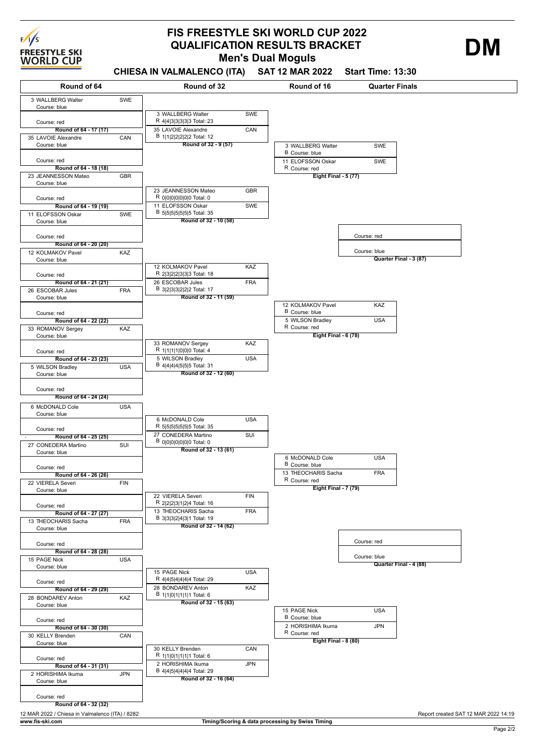# FIS FREESTYLE SKI WORLD CUP 2022
# QUALIFICATION RESULTS BRACKET
## Men's Dual Moguls

**DM**

**CHIESA IN VALMALENCO (ITA) SAT 12 MAR 2022 Start Time: 13:30**

### Round of 64

| Heat | Competitor | Nation | Course |
|---|---|---|---|
| Round of 64 - 17 (17) | 3 WALLBERG Walter | SWE | blue |
| | | | red |
| Round of 64 - 18 (18) | 35 LAVOIE Alexandre | CAN | blue |
| | | | red |
| Round of 64 - 19 (19) | 23 JEANNESSON Mateo | GBR | blue |
| | | | red |
| Round of 64 - 20 (20) | 11 ELOFSSON Oskar | SWE | blue |
| | | | red |
| Round of 64 - 21 (21) | 12 KOLMAKOV Pavel | KAZ | blue |
| | | | red |
| Round of 64 - 22 (22) | 26 ESCOBAR Jules | FRA | blue |
| | | | red |
| Round of 64 - 23 (23) | 33 ROMANOV Sergey | KAZ | blue |
| | | | red |
| Round of 64 - 24 (24) | 5 WILSON Bradley | USA | blue |
| | | | red |
| Round of 64 - 25 (25) | 6 McDONALD Cole | USA | blue |
| | | | red |
| Round of 64 - 26 (26) | 27 CONEDERA Martino | SUI | blue |
| | | | red |
| Round of 64 - 27 (27) | 22 VIERELA Severi | FIN | blue |
| | | | red |
| Round of 64 - 28 (28) | 13 THEOCHARIS Sacha | FRA | blue |
| | | | red |
| Round of 64 - 29 (29) | 15 PAGE Nick | USA | blue |
| | | | red |
| Round of 64 - 30 (30) | 28 BONDAREV Anton | KAZ | blue |
| | | | red |
| Round of 64 - 31 (31) | 30 KELLY Brenden | CAN | blue |
| | | | red |
| Round of 64 - 32 (32) | 2 HORISHIMA Ikuma | JPN | blue |
| | | | red |

### Round of 32

| Heat | Competitor | Nation | Course | Scores | Total |
|---|---|---|---|---|---|
| Round of 32 - 9 (57) | 3 WALLBERG Walter | SWE | R | 4/4/3/3/3/3/3 | 23 |
| | 35 LAVOIE Alexandre | CAN | B | 1/1/2/2/2/2/2 | 12 |
| Round of 32 - 10 (58) | 23 JEANNESSON Mateo | GBR | R | 0/0/0/0/0/0/0 | 0 |
| | 11 ELOFSSON Oskar | SWE | B | 5/5/5/5/5/5/5 | 35 |
| Round of 32 - 11 (59) | 12 KOLMAKOV Pavel | KAZ | R | 2/3/2/2/3/3/3 | 18 |
| | 26 ESCOBAR Jules | FRA | B | 3/2/3/3/2/2/2 | 17 |
| Round of 32 - 12 (60) | 33 ROMANOV Sergey | KAZ | R | 1/1/1/1/0/0/0 | 4 |
| | 5 WILSON Bradley | USA | B | 4/4/4/4/5/5/5 | 31 |
| Round of 32 - 13 (61) | 6 McDONALD Cole | USA | R | 5/5/5/5/5/5/5 | 35 |
| | 27 CONEDERA Martino | SUI | B | 0/0/0/0/0/0/0 | 0 |
| Round of 32 - 14 (62) | 22 VIERELA Severi | FIN | R | 2/2/2/3/1/2/4 | 16 |
| | 13 THEOCHARIS Sacha | FRA | B | 3/3/3/2/4/3/1 | 19 |
| Round of 32 - 15 (63) | 15 PAGE Nick | USA | R | 4/4/5/4/4/4/4 | 29 |
| | 28 BONDAREV Anton | KAZ | B | 1/1/0/1/1/1/1 | 6 |
| Round of 32 - 16 (64) | 30 KELLY Brenden | CAN | R | 1/1/0/1/1/1/1 | 6 |
| | 2 HORISHIMA Ikuma | JPN | B | 4/4/5/4/4/4/4 | 29 |

### Round of 16

| Heat | Competitor | Nation | Course |
|---|---|---|---|
| Eight Final - 5 (77) | 3 WALLBERG Walter | SWE | B |
| | 11 ELOFSSON Oskar | SWE | R |
| Eight Final - 6 (78) | 12 KOLMAKOV Pavel | KAZ | B |
| | 5 WILSON Bradley | USA | R |
| Eight Final - 7 (79) | 6 McDONALD Cole | USA | B |
| | 13 THEOCHARIS Sacha | FRA | R |
| Eight Final - 8 (80) | 15 PAGE Nick | USA | B |
| | 2 HORISHIMA Ikuma | JPN | R |

### Quarter Finals

| Heat | Course |
|---|---|
| Quarter Final - 3 (87) | red |
| | blue |
| Quarter Final - 4 (88) | red |
| | blue |

12 MAR 2022 / Chiesa in Valmalenco (ITA) / 8282

Report created SAT 12 MAR 2022 14:19

www.fis-ski.com

Timing/Scoring & data processing by Swiss Timing